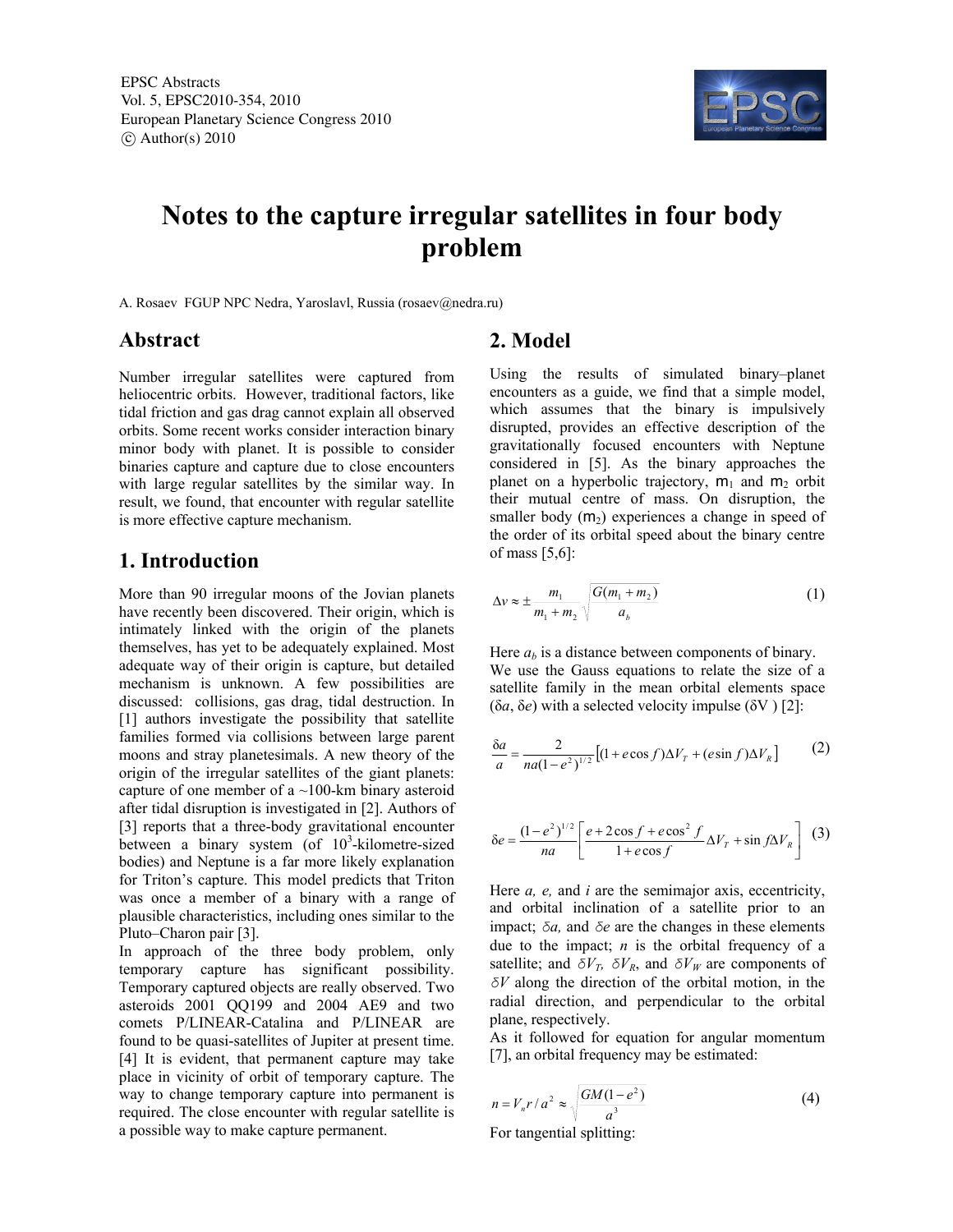# Notes to the capture irregular satellites in four body problem

A. Rosaev FGUP NPC Nedra, Yaroslavl, Russia (rosaev@nedra.ru)

## Abstract

Number irregular satellites were captured from heliocentric orbits. However, traditional factors, like tidal friction and gas drag cannot explain all observed orbits. Some recent works consider interaction binary minor body with planet. It is possible to consider binaries capture and capture due to close encounters with large regular satellites by the similar way. In result, we found, that encounter with regular satellite is more effective capture mechanism.

## 1. Introduction

More than 90 irregular moons of the Jovian planets have recently been discovered. Their origin, which is intimately linked with the origin of the planets themselves, has yet to be adequately explained. Most adequate way of their origin is capture, but detailed mechanism is unknown. A few possibilities are discussed: collisions, gas drag, tidal destruction. In [1] authors investigate the possibility that satellite families formed via collisions between large parent moons and stray planetesimals. A new theory of the origin of the irregular satellites of the giant planets: capture of one member of a ~100-km binary asteroid after tidal disruption is investigated in [2]. Authors of [3] reports that a three-body gravitational encounter between a binary system (of $10^3$-kilometre-sized bodies) and Neptune is a far more likely explanation for Triton's capture. This model predicts that Triton was once a member of a binary with a range of plausible characteristics, including ones similar to the Pluto–Charon pair [3].

In approach of the three body problem, only temporary capture has significant possibility. Temporary captured objects are really observed. Two asteroids 2001 QQ199 and 2004 AE9 and two comets P/LINEAR-Catalina and P/LINEAR are found to be quasi-satellites of Jupiter at present time. [4] It is evident, that permanent capture may take place in vicinity of orbit of temporary capture. The way to change temporary capture into permanent is required. The close encounter with regular satellite is a possible way to make capture permanent.

## 2. Model

Using the results of simulated binary–planet encounters as a guide, we find that a simple model, which assumes that the binary is impulsively disrupted, provides an effective description of the gravitationally focused encounters with Neptune considered in [5]. As the binary approaches the planet on a hyperbolic trajectory, $m_1$ and $m_2$ orbit their mutual centre of mass. On disruption, the smaller body ($m_2$) experiences a change in speed of the order of its orbital speed about the binary centre of mass [5,6]:

$$\Delta v \approx \pm \frac{m_1}{m_1 + m_2} \sqrt{\frac{G(m_1 + m_2)}{a_b}} \qquad (1)$$

Here $a_b$ is a distance between components of binary.

We use the Gauss equations to relate the size of a satellite family in the mean orbital elements space ($\delta a$, $\delta e$) with a selected velocity impulse ($\delta V$) [2]:

$$\frac{\delta a}{a} = \frac{2}{na(1-e^2)^{1/2}} \left[ (1 + e\cos f)\Delta V_T + (e \sin f)\Delta V_R \right] \qquad (2)$$

$$\delta e = \frac{(1-e^2)^{1/2}}{na} \left[ \frac{e + 2\cos f + e\cos^2 f}{1 + e\cos f} \Delta V_T + \sin f \Delta V_R \right] \qquad (3)$$

Here $a$, $e$, and $i$ are the semimajor axis, eccentricity, and orbital inclination of a satellite prior to an impact; $\delta a$, and $\delta e$ are the changes in these elements due to the impact; $n$ is the orbital frequency of a satellite; and $\delta V_T$, $\delta V_R$, and $\delta V_W$ are components of $\delta V$ along the direction of the orbital motion, in the radial direction, and perpendicular to the orbital plane, respectively.

As it followed for equation for angular momentum [7], an orbital frequency may be estimated:

$$n = V_n r / a^2 \approx \sqrt{\frac{GM(1-e^2)}{a^3}} \qquad (4)$$

For tangential splitting: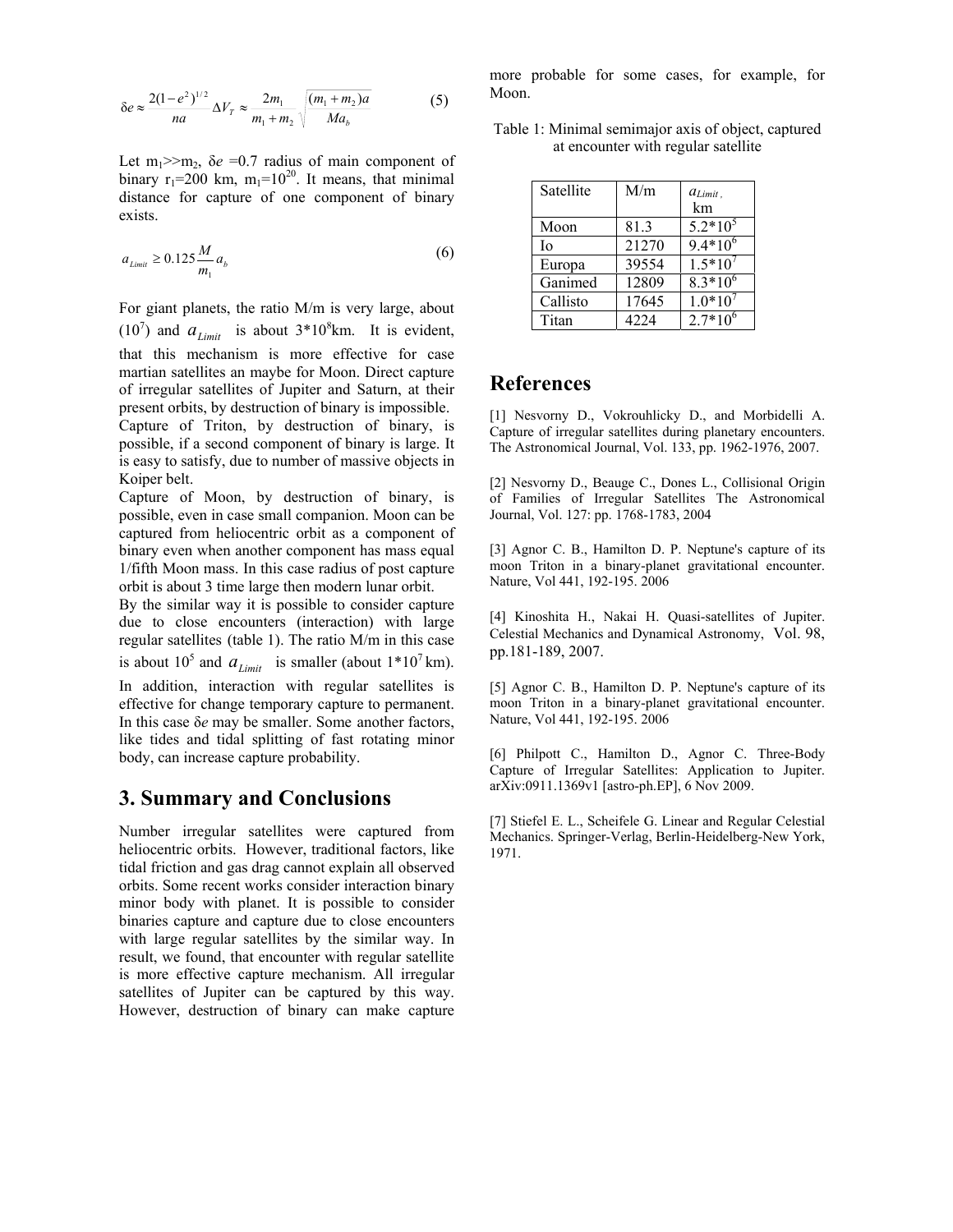$$\delta e \approx \frac{2(1-e^2)^{1/2}}{na}\Delta V_T \approx \frac{2m_1}{m_1+m_2}\sqrt{\frac{(m_1+m_2)a}{Ma_b}} \qquad (5)$$

Let $m_1 >> m_2$, $\delta e$ =0.7 radius of main component of binary $r_1$=200 km, $m_1=10^{20}$. It means, that minimal distance for capture of one component of binary exists.

$$a_{Limit} \geq 0.125\frac{M}{m_1}a_b \qquad (6)$$

For giant planets, the ratio M/m is very large, about ($10^7$) and $a_{Limit}$ is about $3*10^8$km. It is evident, that this mechanism is more effective for case martian satellites an maybe for Moon. Direct capture of irregular satellites of Jupiter and Saturn, at their present orbits, by destruction of binary is impossible.
Capture of Triton, by destruction of binary, is possible, if a second component of binary is large. It is easy to satisfy, due to number of massive objects in Koiper belt.
Capture of Moon, by destruction of binary, is possible, even in case small companion. Moon can be captured from heliocentric orbit as a component of binary even when another component has mass equal 1/fifth Moon mass. In this case radius of post capture orbit is about 3 time large then modern lunar orbit.
By the similar way it is possible to consider capture due to close encounters (interaction) with large regular satellites (table 1). The ratio M/m in this case is about $10^5$ and $a_{Limit}$ is smaller (about $1*10^7$ km).
In addition, interaction with regular satellites is effective for change temporary capture to permanent. In this case $\delta e$ may be smaller. Some another factors, like tides and tidal splitting of fast rotating minor body, can increase capture probability.

## 3. Summary and Conclusions

Number irregular satellites were captured from heliocentric orbits. However, traditional factors, like tidal friction and gas drag cannot explain all observed orbits. Some recent works consider interaction binary minor body with planet. It is possible to consider binaries capture and capture due to close encounters with large regular satellites by the similar way. In result, we found, that encounter with regular satellite is more effective capture mechanism. All irregular satellites of Jupiter can be captured by this way. However, destruction of binary can make capture more probable for some cases, for example, for Moon.

Table 1: Minimal semimajor axis of object, captured at encounter with regular satellite

| Satellite | M/m | $a_{Limit}$, km |
|---|---|---|
| Moon | 81.3 | $5.2*10^5$ |
| Io | 21270 | $9.4*10^6$ |
| Europa | 39554 | $1.5*10^7$ |
| Ganimed | 12809 | $8.3*10^6$ |
| Callisto | 17645 | $1.0*10^7$ |
| Titan | 4224 | $2.7*10^6$ |

## References

[1] Nesvorny D., Vokrouhlicky D., and Morbidelli A. Capture of irregular satellites during planetary encounters. The Astronomical Journal, Vol. 133, pp. 1962-1976, 2007.

[2] Nesvorny D., Beauge C., Dones L., Collisional Origin of Families of Irregular Satellites The Astronomical Journal, Vol. 127: pp. 1768-1783, 2004

[3] Agnor C. B., Hamilton D. P. Neptune's capture of its moon Triton in a binary-planet gravitational encounter. Nature, Vol 441, 192-195. 2006

[4] Kinoshita H., Nakai H. Quasi-satellites of Jupiter. Celestial Mechanics and Dynamical Astronomy, Vol. 98, pp.181-189, 2007.

[5] Agnor C. B., Hamilton D. P. Neptune's capture of its moon Triton in a binary-planet gravitational encounter. Nature, Vol 441, 192-195. 2006

[6] Philpott C., Hamilton D., Agnor C. Three-Body Capture of Irregular Satellites: Application to Jupiter. arXiv:0911.1369v1 [astro-ph.EP], 6 Nov 2009.

[7] Stiefel E. L., Scheifele G. Linear and Regular Celestial Mechanics. Springer-Verlag, Berlin-Heidelberg-New York, 1971.